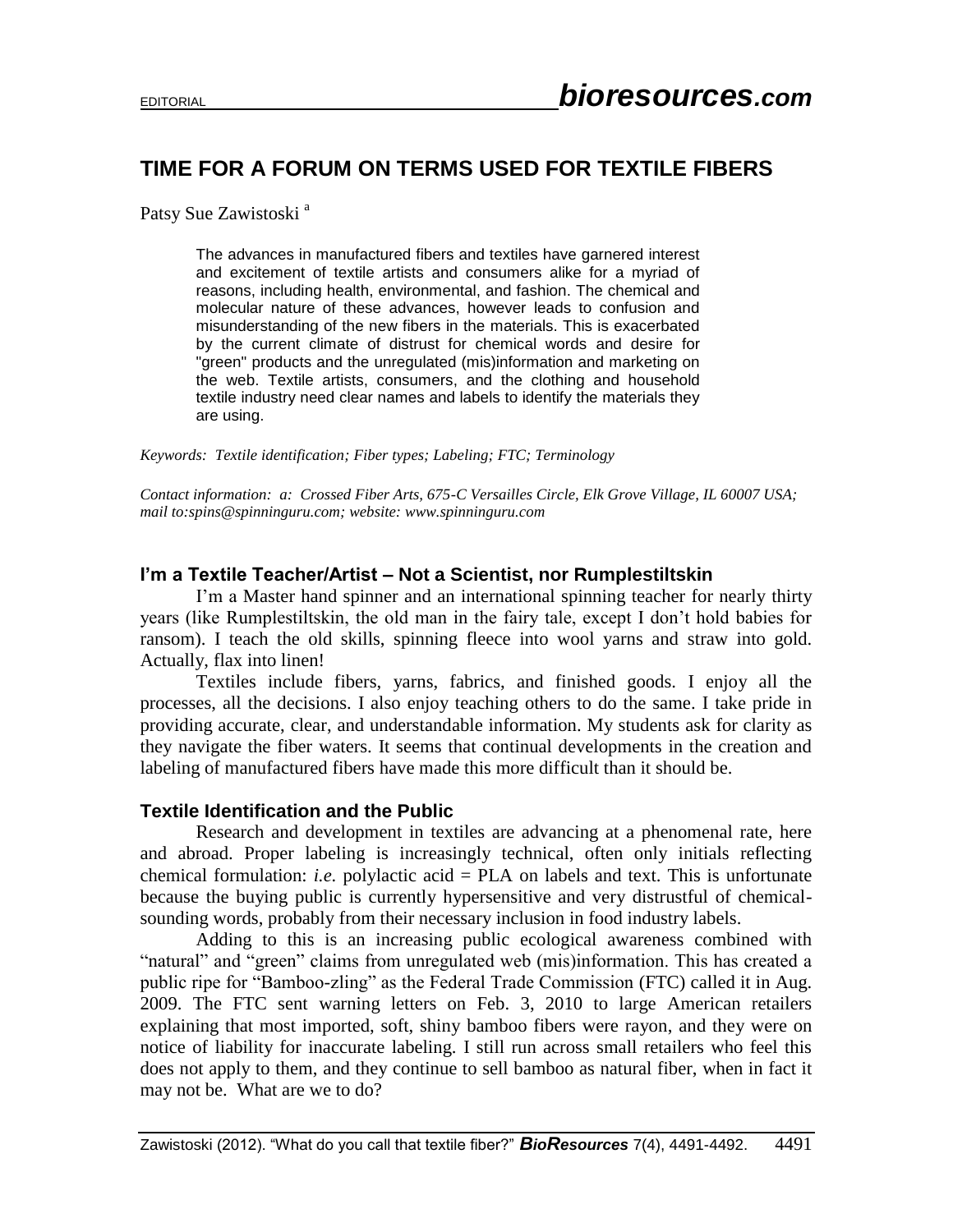# TIME FOR A FORUM ON TERMS USED FOR TEXTILE FIBERS

Patsy Sue Zawistoski [a]

> The advances in manufactured fibers and textiles have garnered interest and excitement of textile artists and consumers alike for a myriad of reasons, including health, environmental, and fashion. The chemical and molecular nature of these advances, however leads to confusion and misunderstanding of the new fibers in the materials. This is exacerbated by the current climate of distrust for chemical words and desire for "green" products and the unregulated (mis)information and marketing on the web. Textile artists, consumers, and the clothing and household textile industry need clear names and labels to identify the materials they are using.

*Keywords: Textile identification; Fiber types; Labeling; FTC; Terminology*

*Contact information: a: Crossed Fiber Arts, 675-C Versailles Circle, Elk Grove Village, IL 60007 USA; mail to:spins@spinninguru.com; website: www.spinninguru.com*

## I'm a Textile Teacher/Artist – Not a Scientist, nor Rumplestiltskin

I'm a Master hand spinner and an international spinning teacher for nearly thirty years (like Rumplestiltskin, the old man in the fairy tale, except I don't hold babies for ransom). I teach the old skills, spinning fleece into wool yarns and straw into gold. Actually, flax into linen!

Textiles include fibers, yarns, fabrics, and finished goods. I enjoy all the processes, all the decisions. I also enjoy teaching others to do the same. I take pride in providing accurate, clear, and understandable information. My students ask for clarity as they navigate the fiber waters. It seems that continual developments in the creation and labeling of manufactured fibers have made this more difficult than it should be.

## Textile Identification and the Public

Research and development in textiles are advancing at a phenomenal rate, here and abroad. Proper labeling is increasingly technical, often only initials reflecting chemical formulation: *i.e.* polylactic acid = PLA on labels and text. This is unfortunate because the buying public is currently hypersensitive and very distrustful of chemical-sounding words, probably from their necessary inclusion in food industry labels.

Adding to this is an increasing public ecological awareness combined with "natural" and "green" claims from unregulated web (mis)information. This has created a public ripe for "Bamboo-zling" as the Federal Trade Commission (FTC) called it in Aug. 2009. The FTC sent warning letters on Feb. 3, 2010 to large American retailers explaining that most imported, soft, shiny bamboo fibers were rayon, and they were on notice of liability for inaccurate labeling. I still run across small retailers who feel this does not apply to them, and they continue to sell bamboo as natural fiber, when in fact it may not be. What are we to do?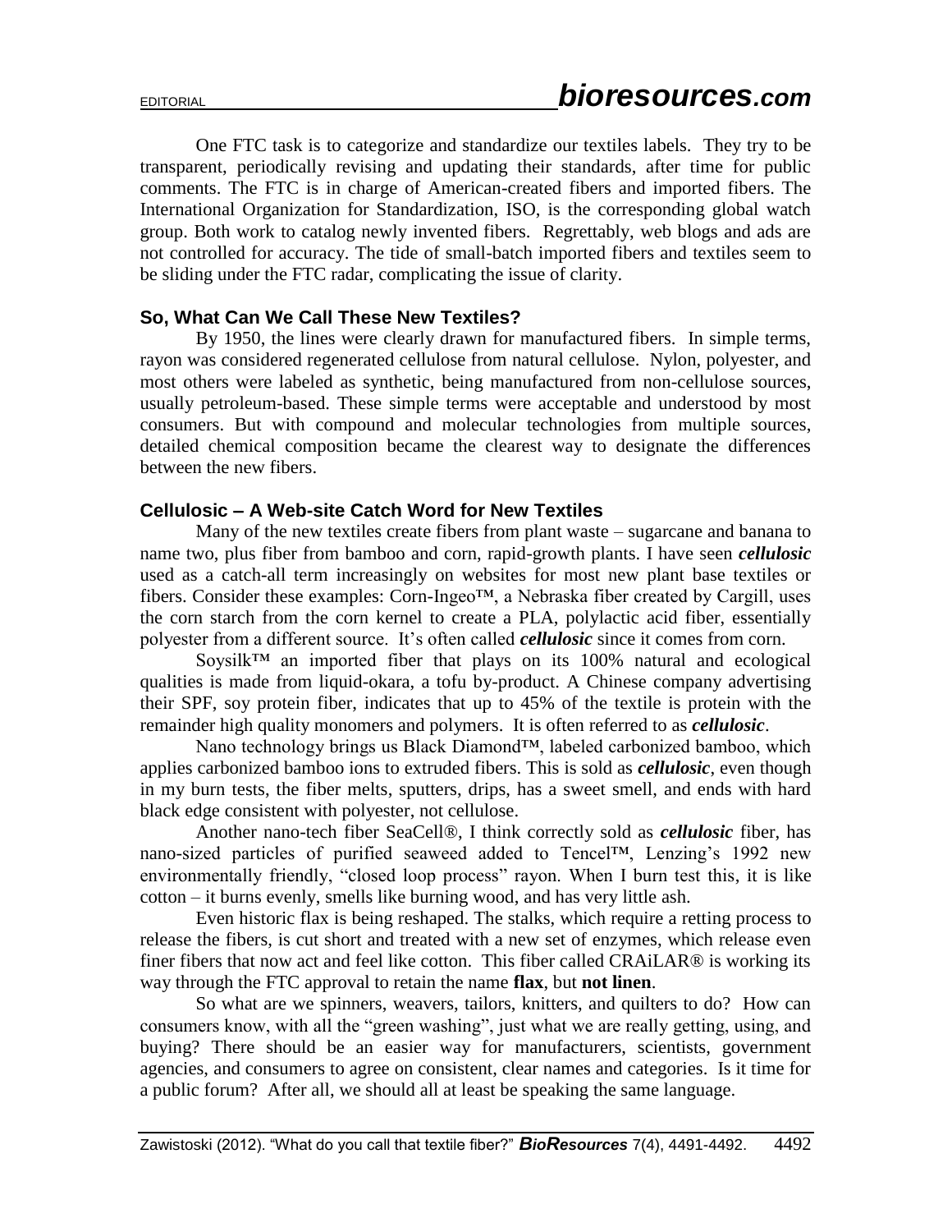One FTC task is to categorize and standardize our textiles labels. They try to be transparent, periodically revising and updating their standards, after time for public comments. The FTC is in charge of American-created fibers and imported fibers. The International Organization for Standardization, ISO, is the corresponding global watch group. Both work to catalog newly invented fibers. Regrettably, web blogs and ads are not controlled for accuracy. The tide of small-batch imported fibers and textiles seem to be sliding under the FTC radar, complicating the issue of clarity.

### So, What Can We Call These New Textiles?

By 1950, the lines were clearly drawn for manufactured fibers. In simple terms, rayon was considered regenerated cellulose from natural cellulose. Nylon, polyester, and most others were labeled as synthetic, being manufactured from non-cellulose sources, usually petroleum-based. These simple terms were acceptable and understood by most consumers. But with compound and molecular technologies from multiple sources, detailed chemical composition became the clearest way to designate the differences between the new fibers.

### Cellulosic – A Web-site Catch Word for New Textiles

Many of the new textiles create fibers from plant waste – sugarcane and banana to name two, plus fiber from bamboo and corn, rapid-growth plants. I have seen ***cellulosic*** used as a catch-all term increasingly on websites for most new plant base textiles or fibers. Consider these examples: Corn-Ingeo™, a Nebraska fiber created by Cargill, uses the corn starch from the corn kernel to create a PLA, polylactic acid fiber, essentially polyester from a different source. It's often called ***cellulosic*** since it comes from corn.

Soysilk™ an imported fiber that plays on its 100% natural and ecological qualities is made from liquid-okara, a tofu by-product. A Chinese company advertising their SPF, soy protein fiber, indicates that up to 45% of the textile is protein with the remainder high quality monomers and polymers. It is often referred to as ***cellulosic***.

Nano technology brings us Black Diamond™, labeled carbonized bamboo, which applies carbonized bamboo ions to extruded fibers. This is sold as ***cellulosic***, even though in my burn tests, the fiber melts, sputters, drips, has a sweet smell, and ends with hard black edge consistent with polyester, not cellulose.

Another nano-tech fiber SeaCell®, I think correctly sold as ***cellulosic*** fiber, has nano-sized particles of purified seaweed added to Tencel™, Lenzing's 1992 new environmentally friendly, "closed loop process" rayon. When I burn test this, it is like cotton – it burns evenly, smells like burning wood, and has very little ash.

Even historic flax is being reshaped. The stalks, which require a retting process to release the fibers, is cut short and treated with a new set of enzymes, which release even finer fibers that now act and feel like cotton. This fiber called CRAiLAR® is working its way through the FTC approval to retain the name **flax**, but **not linen**.

So what are we spinners, weavers, tailors, knitters, and quilters to do? How can consumers know, with all the "green washing", just what we are really getting, using, and buying? There should be an easier way for manufacturers, scientists, government agencies, and consumers to agree on consistent, clear names and categories. Is it time for a public forum? After all, we should all at least be speaking the same language.